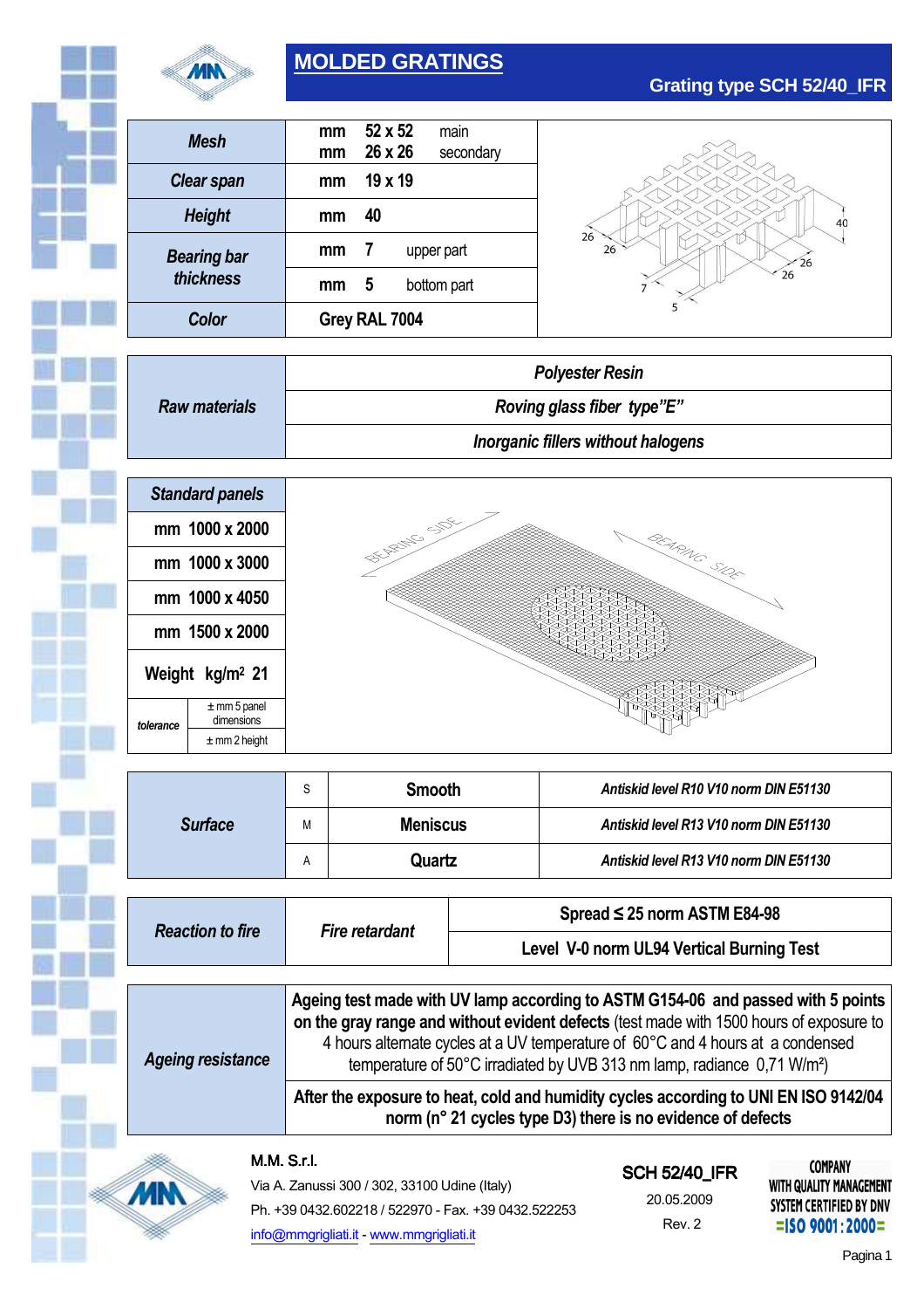# MOLDED GRATINGS

## Grating type SCH 52/40_IFR

| | | | |
|---|---|---|---|
| **Mesh** | mm | 52 x 52 | main |
| | mm | 26 x 26 | secondary |
| **Clear span** | mm | 19 x 19 | |
| **Height** | mm | 40 | |
| **Bearing bar thickness** | mm | 7 | upper part |
| | mm | 5 | bottom part |
| **Color** | Grey RAL 7004 | | |

| | |
|---|---|
| **Raw materials** | *Polyester Resin* |
| | *Roving glass fiber type"E"* |
| | *Inorganic fillers without halogens* |

| Standard panels | |
|---|---|
| mm 1000 x 2000 | |
| mm 1000 x 3000 | |
| mm 1000 x 4050 | |
| mm 1500 x 2000 | |
| Weight kg/m² 21 | |
| tolerance | ± mm 5 panel dimensions |
| | ± mm 2 height |

| | | | |
|---|---|---|---|
| **Surface** | S | Smooth | *Antiskid level R10 V10 norm DIN E51130* |
| | M | Meniscus | *Antiskid level R13 V10 norm DIN E51130* |
| | A | Quartz | *Antiskid level R13 V10 norm DIN E51130* |

| | | |
|---|---|---|
| **Reaction to fire** | *Fire retardant* | Spread ≤ 25 norm ASTM E84-98 |
| | | Level V-0 norm UL94 Vertical Burning Test |

| | |
|---|---|
| **Ageing resistance** | **Ageing test made with UV lamp according to ASTM G154-06 and passed with 5 points on the gray range and without evident defects** (test made with 1500 hours of exposure to 4 hours alternate cycles at a UV temperature of 60°C and 4 hours at a condensed temperature of 50°C irradiated by UVB 313 nm lamp, radiance 0,71 W/m²) |
| | **After the exposure to heat, cold and humidity cycles according to UNI EN ISO 9142/04 norm (n° 21 cycles type D3) there is no evidence of defects** |

M.M. S.r.l.
Via A. Zanussi 300 / 302, 33100 Udine (Italy)
Ph. +39 0432.602218 / 522970 - Fax. +39 0432.522253
info@mmgrigliati.it - www.mmgrigliati.it

SCH 52/40_IFR
20.05.2009
Rev. 2

COMPANY WITH QUALITY MANAGEMENT SYSTEM CERTIFIED BY DNV =ISO 9001:2000=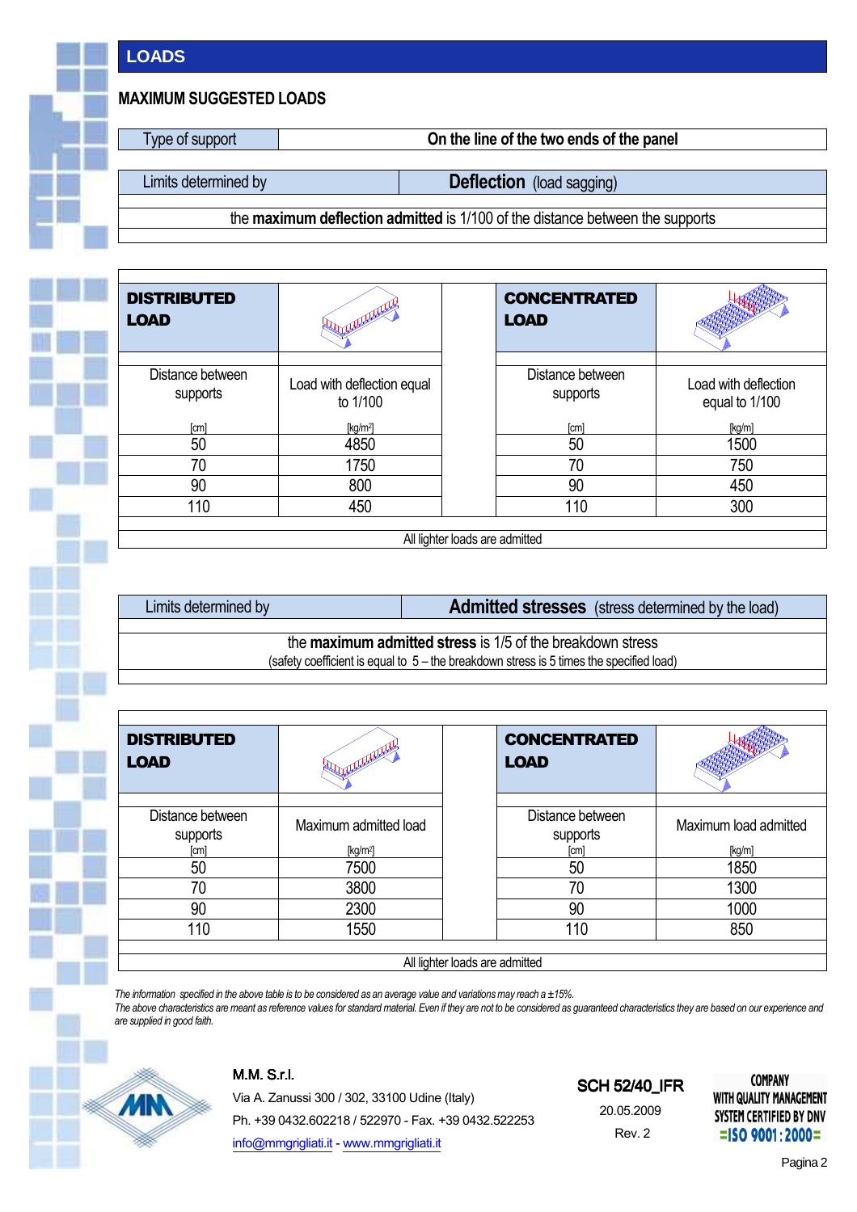## LOADS

### MAXIMUM SUGGESTED LOADS

| Type of support | On the line of the two ends of the panel |
|---|---|

| Limits determined by | **Deflection** (load sagging) |
|---|---|

the **maximum deflection admitted** is 1/100 of the distance between the supports

| **DISTRIBUTED LOAD** | | **CONCENTRATED LOAD** | |
|---|---|---|---|
| Distance between supports [cm] | Load with deflection equal to 1/100 [kg/m²] | Distance between supports [cm] | Load with deflection equal to 1/100 [kg/m] |
| 50 | 4850 | 50 | 1500 |
| 70 | 1750 | 70 | 750 |
| 90 | 800 | 90 | 450 |
| 110 | 450 | 110 | 300 |

All lighter loads are admitted

| Limits determined by | **Admitted stresses** (stress determined by the load) |
|---|---|

the **maximum admitted stress** is 1/5 of the breakdown stress
(safety coefficient is equal to 5 – the breakdown stress is 5 times the specified load)

| **DISTRIBUTED LOAD** | | **CONCENTRATED LOAD** | |
|---|---|---|---|
| Distance between supports [cm] | Maximum admitted load [kg/m²] | Distance between supports [cm] | Maximum load admitted [kg/m] |
| 50 | 7500 | 50 | 1850 |
| 70 | 3800 | 70 | 1300 |
| 90 | 2300 | 90 | 1000 |
| 110 | 1550 | 110 | 850 |

All lighter loads are admitted

*The information specified in the above table is to be considered as an average value and variations may reach a ±15%.*
*The above characteristics are meant as reference values for standard material. Even if they are not to be considered as guaranteed characteristics they are based on our experience and are supplied in good faith.*

M.M. S.r.l.
Via A. Zanussi 300 / 302, 33100 Udine (Italy)
Ph. +39 0432.602218 / 522970 - Fax. +39 0432.522253
info@mmgrigliati.it - www.mmgrigliati.it

SCH 52/40_IFR
20.05.2009
Rev. 2

COMPANY WITH QUALITY MANAGEMENT SYSTEM CERTIFIED BY DNV
=ISO 9001:2000=